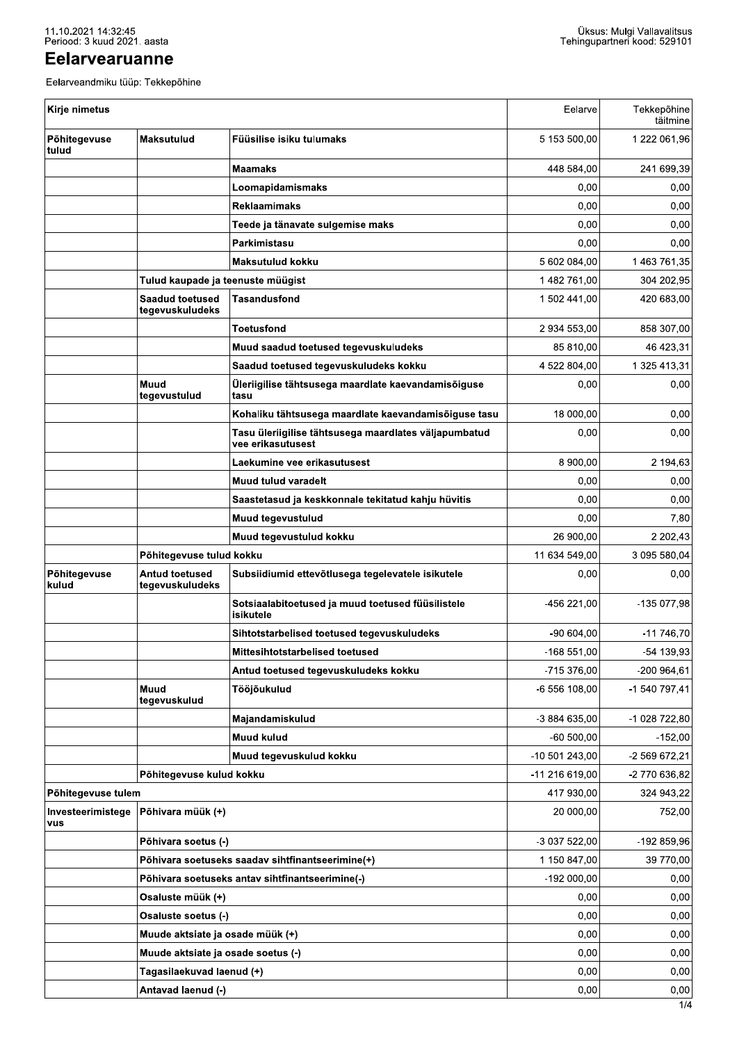11.10.2021 14:32:45
Periood: 3 kuud 2021. aasta

Üksus: Mulgi Vallavalitsus
Tehingupartneri kood: 529101

# Eelarvearuanne

Eelarveandmiku tüüp: Tekkepõhine

| Kirje nimetus | | | Eelarve | Tekkepõhine täitmine |
|---|---|---|---|---|
| **Põhitegevuse tulud** | **Maksutulud** | **Füüsilise isiku tulumaks** | 5 153 500,00 | 1 222 061,96 |
| | | **Maamaks** | 448 584,00 | 241 699,39 |
| | | **Loomapidamismaks** | 0,00 | 0,00 |
| | | **Reklaamimaks** | 0,00 | 0,00 |
| | | **Teede ja tänavate sulgemise maks** | 0,00 | 0,00 |
| | | **Parkimistasu** | 0,00 | 0,00 |
| | | **Maksutulud kokku** | 5 602 084,00 | 1 463 761,35 |
| | **Tulud kaupade ja teenuste müügist** | | 1 482 761,00 | 304 202,95 |
| | **Saadud toetused tegevuskuludeks** | **Tasandusfond** | 1 502 441,00 | 420 683,00 |
| | | **Toetusfond** | 2 934 553,00 | 858 307,00 |
| | | **Muud saadud toetused tegevuskuludeks** | 85 810,00 | 46 423,31 |
| | | **Saadud toetused tegevuskuludeks kokku** | 4 522 804,00 | 1 325 413,31 |
| | **Muud tegevustulud** | **Üleriigilise tähtsusega maardlate kaevandamisõiguse tasu** | 0,00 | 0,00 |
| | | **Kohaliku tähtsusega maardlate kaevandamisõiguse tasu** | 18 000,00 | 0,00 |
| | | **Tasu üleriigilise tähtsusega maardlates väljapumbatud vee erikasutusest** | 0,00 | 0,00 |
| | | **Laekumine vee erikasutusest** | 8 900,00 | 2 194,63 |
| | | **Muud tulud varadelt** | 0,00 | 0,00 |
| | | **Saastetasud ja keskkonnale tekitatud kahju hüvitis** | 0,00 | 0,00 |
| | | **Muud tegevustulud** | 0,00 | 7,80 |
| | | **Muud tegevustulud kokku** | 26 900,00 | 2 202,43 |
| | **Põhitegevuse tulud kokku** | | 11 634 549,00 | 3 095 580,04 |
| **Põhitegevuse kulud** | **Antud toetused tegevuskuludeks** | **Subsiidiumid ettevõtlusega tegelevatele isikutele** | 0,00 | 0,00 |
| | | **Sotsiaalabitoetused ja muud toetused füüsilistele isikutele** | -456 221,00 | -135 077,98 |
| | | **Sihtotstarbelised toetused tegevuskuludeks** | -90 604,00 | -11 746,70 |
| | | **Mittesihtotstarbelised toetused** | -168 551,00 | -54 139,93 |
| | | **Antud toetused tegevuskuludeks kokku** | -715 376,00 | -200 964,61 |
| | **Muud tegevuskulud** | **Tööjõukulud** | -6 556 108,00 | -1 540 797,41 |
| | | **Majandamiskulud** | -3 884 635,00 | -1 028 722,80 |
| | | **Muud kulud** | -60 500,00 | -152,00 |
| | | **Muud tegevuskulud kokku** | -10 501 243,00 | -2 569 672,21 |
| | **Põhitegevuse kulud kokku** | | -11 216 619,00 | -2 770 636,82 |
| **Põhitegevuse tulem** | | | 417 930,00 | 324 943,22 |
| **Investeerimistegevus** | **Põhivara müük (+)** | | 20 000,00 | 752,00 |
| | **Põhivara soetus (-)** | | -3 037 522,00 | -192 859,96 |
| | **Põhivara soetuseks saadav sihtfinantseerimine(+)** | | 1 150 847,00 | 39 770,00 |
| | **Põhivara soetuseks antav sihtfinantseerimine(-)** | | -192 000,00 | 0,00 |
| | **Osaluste müük (+)** | | 0,00 | 0,00 |
| | **Osaluste soetus (-)** | | 0,00 | 0,00 |
| | **Muude aktsiate ja osade müük (+)** | | 0,00 | 0,00 |
| | **Muude aktsiate ja osade soetus (-)** | | 0,00 | 0,00 |
| | **Tagasilaekuvad laenud (+)** | | 0,00 | 0,00 |
| | **Antavad laenud (-)** | | 0,00 | 0,00 |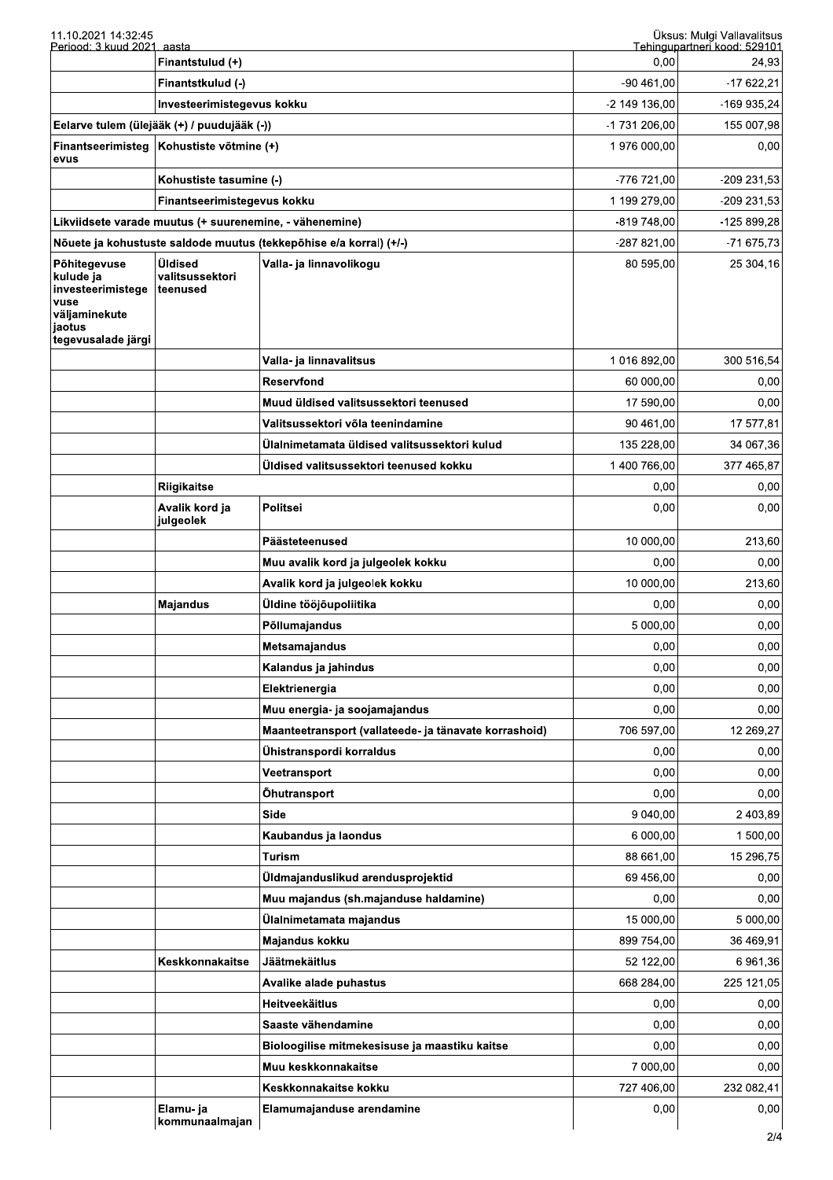| | | | | |
|---|---|---|---|---|
| | Finantstulud (+) | | 0,00 | 24,93 |
| | Finantstkulud (-) | | -90 461,00 | -17 622,21 |
| | Investeerimistegevus kokku | | -2 149 136,00 | -169 935,24 |
| Eelarve tulem (ülejääk (+) / puudujääk (-)) | | | -1 731 206,00 | 155 007,98 |
| Finantseerimistegevus | Kohustiste võtmine (+) | | 1 976 000,00 | 0,00 |
| | Kohustiste tasumine (-) | | -776 721,00 | -209 231,53 |
| | Finantseerimistegevus kokku | | 1 199 279,00 | -209 231,53 |
| Likviidsete varade muutus (+ suurenemine, - vähenemine) | | | -819 748,00 | -125 899,28 |
| Nõuete ja kohustuste saldode muutus (tekkepõhise e/a korral) (+/-) | | | -287 821,00 | -71 675,73 |
| Põhitegevuse kulude ja investeerimistegevuse väljaminekute jaotus tegevusalade järgi | Üldised valitsussektori teenused | Valla- ja linnavolikogu | 80 595,00 | 25 304,16 |
| | | Valla- ja linnavalitsus | 1 016 892,00 | 300 516,54 |
| | | Reservfond | 60 000,00 | 0,00 |
| | | Muud üldised valitsussektori teenused | 17 590,00 | 0,00 |
| | | Valitsussektori võla teenindamine | 90 461,00 | 17 577,81 |
| | | Ülalnimetamata üldised valitsussektori kulud | 135 228,00 | 34 067,36 |
| | | Üldised valitsussektori teenused kokku | 1 400 766,00 | 377 465,87 |
| | Riigikaitse | | 0,00 | 0,00 |
| | Avalik kord ja julgeolek | Politsei | 0,00 | 0,00 |
| | | Päästeteenused | 10 000,00 | 213,60 |
| | | Muu avalik kord ja julgeolek kokku | 0,00 | 0,00 |
| | | Avalik kord ja julgeolek kokku | 10 000,00 | 213,60 |
| | Majandus | Üldine tööjõupoliitika | 0,00 | 0,00 |
| | | Põllumajandus | 5 000,00 | 0,00 |
| | | Metsamajandus | 0,00 | 0,00 |
| | | Kalandus ja jahindus | 0,00 | 0,00 |
| | | Elektrienergia | 0,00 | 0,00 |
| | | Muu energia- ja soojamajandus | 0,00 | 0,00 |
| | | Maanteetransport (vallateede- ja tänavate korrashoid) | 706 597,00 | 12 269,27 |
| | | Ühistranspordi korraldus | 0,00 | 0,00 |
| | | Veetransport | 0,00 | 0,00 |
| | | Õhutransport | 0,00 | 0,00 |
| | | Side | 9 040,00 | 2 403,89 |
| | | Kaubandus ja laondus | 6 000,00 | 1 500,00 |
| | | Turism | 88 661,00 | 15 296,75 |
| | | Üldmajanduslikud arendusprojektid | 69 456,00 | 0,00 |
| | | Muu majandus (sh.majanduse haldamine) | 0,00 | 0,00 |
| | | Ülalnimetamata majandus | 15 000,00 | 5 000,00 |
| | | Majandus kokku | 899 754,00 | 36 469,91 |
| | Keskkonnakaitse | Jäätmekäitlus | 52 122,00 | 6 961,36 |
| | | Avalike alade puhastus | 668 284,00 | 225 121,05 |
| | | Heitveekäitlus | 0,00 | 0,00 |
| | | Saaste vähendamine | 0,00 | 0,00 |
| | | Bioloogilise mitmekesisuse ja maastiku kaitse | 0,00 | 0,00 |
| | | Muu keskkonnakaitse | 7 000,00 | 0,00 |
| | | Keskkonnakaitse kokku | 727 406,00 | 232 082,41 |
| | Elamu- ja kommunaalmajan | Elamumajanduse arendamine | 0,00 | 0,00 |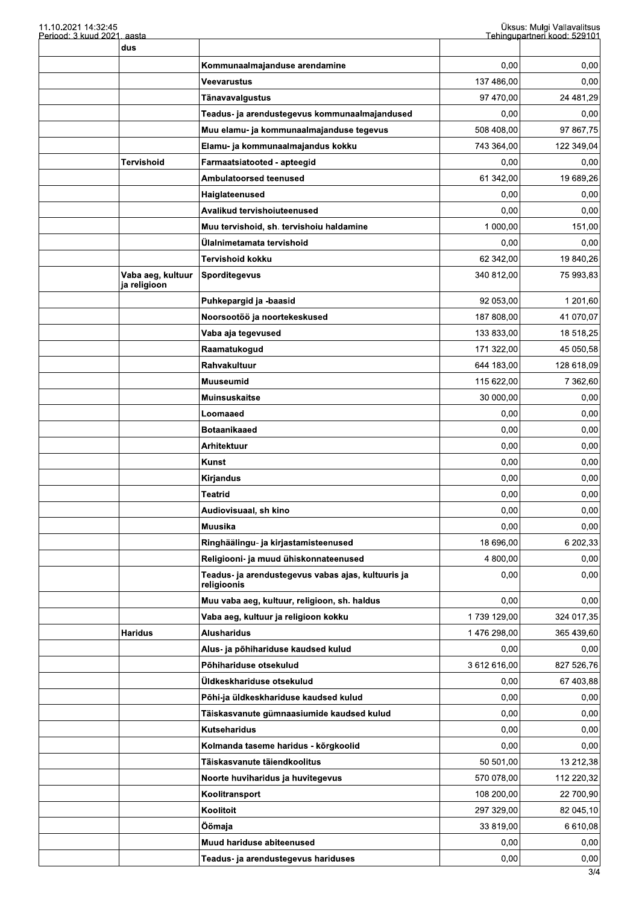| | dus | | | |
|---|---|---|---|---|
| | | Kommunaalmajanduse arendamine | 0,00 | 0,00 |
| | | Veevarustus | 137 486,00 | 0,00 |
| | | Tänavavalgustus | 97 470,00 | 24 481,29 |
| | | Teadus- ja arendustegevus kommunaalmajandused | 0,00 | 0,00 |
| | | Muu elamu- ja kommunaalmajanduse tegevus | 508 408,00 | 97 867,75 |
| | | Elamu- ja kommunaalmajandus kokku | 743 364,00 | 122 349,04 |
| | Tervishoid | Farmaatsiatooted - apteegid | 0,00 | 0,00 |
| | | Ambulatoorsed teenused | 61 342,00 | 19 689,26 |
| | | Haiglateenused | 0,00 | 0,00 |
| | | Avalikud tervishoiuteenused | 0,00 | 0,00 |
| | | Muu tervishoid, sh. tervishoiu haldamine | 1 000,00 | 151,00 |
| | | Ülalnimetamata tervishoid | 0,00 | 0,00 |
| | | Tervishoid kokku | 62 342,00 | 19 840,26 |
| | Vaba aeg, kultuur ja religioon | Sporditegevus | 340 812,00 | 75 993,83 |
| | | Puhkepargid ja -baasid | 92 053,00 | 1 201,60 |
| | | Noorsootöö ja noortekeskused | 187 808,00 | 41 070,07 |
| | | Vaba aja tegevused | 133 833,00 | 18 518,25 |
| | | Raamatukogud | 171 322,00 | 45 050,58 |
| | | Rahvakultuur | 644 183,00 | 128 618,09 |
| | | Muuseumid | 115 622,00 | 7 362,60 |
| | | Muinsuskaitse | 30 000,00 | 0,00 |
| | | Loomaaed | 0,00 | 0,00 |
| | | Botaanikaaed | 0,00 | 0,00 |
| | | Arhitektuur | 0,00 | 0,00 |
| | | Kunst | 0,00 | 0,00 |
| | | Kirjandus | 0,00 | 0,00 |
| | | Teatrid | 0,00 | 0,00 |
| | | Audiovisuaal, sh kino | 0,00 | 0,00 |
| | | Muusika | 0,00 | 0,00 |
| | | Ringhäälingu- ja kirjastamisteenused | 18 696,00 | 6 202,33 |
| | | Religiooni- ja muud ühiskonnateenused | 4 800,00 | 0,00 |
| | | Teadus- ja arendustegevus vabas ajas, kultuuris ja religioonis | 0,00 | 0,00 |
| | | Muu vaba aeg, kultuur, religioon, sh. haldus | 0,00 | 0,00 |
| | | Vaba aeg, kultuur ja religioon kokku | 1 739 129,00 | 324 017,35 |
| | Haridus | Alusharidus | 1 476 298,00 | 365 439,60 |
| | | Alus- ja põhihariduse kaudsed kulud | 0,00 | 0,00 |
| | | Põhihariduse otsekulud | 3 612 616,00 | 827 526,76 |
| | | Üldkeskhariduse otsekulud | 0,00 | 67 403,88 |
| | | Põhi-ja üldkeskhariduse kaudsed kulud | 0,00 | 0,00 |
| | | Täiskasvanute gümnaasiumide kaudsed kulud | 0,00 | 0,00 |
| | | Kutseharidus | 0,00 | 0,00 |
| | | Kolmanda taseme haridus - kõrgkoolid | 0,00 | 0,00 |
| | | Täiskasvanute täiendkoolitus | 50 501,00 | 13 212,38 |
| | | Noorte huviharidus ja huvitegevus | 570 078,00 | 112 220,32 |
| | | Koolitransport | 108 200,00 | 22 700,90 |
| | | Koolitoit | 297 329,00 | 82 045,10 |
| | | Öömaja | 33 819,00 | 6 610,08 |
| | | Muud hariduse abiteenused | 0,00 | 0,00 |
| | | Teadus- ja arendustegevus hariduses | 0,00 | 0,00 |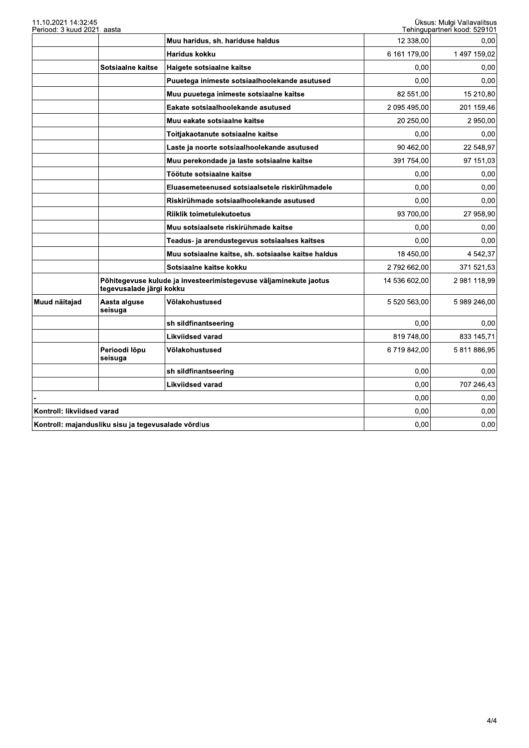| | | | | |
|---|---|---|---|---|
| | | Muu haridus, sh. hariduse haldus | 12 338,00 | 0,00 |
| | | Haridus kokku | 6 161 179,00 | 1 497 159,02 |
| | Sotsiaalne kaitse | Haigete sotsiaalne kaitse | 0,00 | 0,00 |
| | | Puuetega inimeste sotsiaalhoolekande asutused | 0,00 | 0,00 |
| | | Muu puuetega inimeste sotsiaalne kaitse | 82 551,00 | 15 210,80 |
| | | Eakate sotsiaalhoolekande asutused | 2 095 495,00 | 201 159,46 |
| | | Muu eakate sotsiaalne kaitse | 20 250,00 | 2 950,00 |
| | | Toitjakaotanute sotsiaalne kaitse | 0,00 | 0,00 |
| | | Laste ja noorte sotsiaalhoolekande asutused | 90 462,00 | 22 548,97 |
| | | Muu perekondade ja laste sotsiaalne kaitse | 391 754,00 | 97 151,03 |
| | | Töötute sotsiaalne kaitse | 0,00 | 0,00 |
| | | Eluasemeteenused sotsiaalsetele riskirühmadele | 0,00 | 0,00 |
| | | Riskirühmade sotsiaalhoolekande asutused | 0,00 | 0,00 |
| | | Riiklik toimetulekutoetus | 93 700,00 | 27 958,90 |
| | | Muu sotsiaalsete riskirühmade kaitse | 0,00 | 0,00 |
| | | Teadus- ja arendustegevus sotsiaalses kaitses | 0,00 | 0,00 |
| | | Muu sotsiaalne kaitse, sh. sotsiaalse kaitse haldus | 18 450,00 | 4 542,37 |
| | | Sotsiaalne kaitse kokku | 2 792 662,00 | 371 521,53 |
| | Põhitegevuse kulude ja investeerimistegevuse väljaminekute jaotus tegevusalade järgi kokku | | 14 536 602,00 | 2 981 118,99 |
| Muud näitajad | Aasta alguse seisuga | Võlakohustused | 5 520 563,00 | 5 989 246,00 |
| | | sh sildfinantseering | 0,00 | 0,00 |
| | | Likviidsed varad | 819 748,00 | 833 145,71 |
| | Perioodi lõpu seisuga | Võlakohustused | 6 719 842,00 | 5 811 886,95 |
| | | sh sildfinantseering | 0,00 | 0,00 |
| | | Likviidsed varad | 0,00 | 707 246,43 |
| - | | | 0,00 | 0,00 |
| Kontroll: likviidsed varad | | | 0,00 | 0,00 |
| Kontroll: majandusliku sisu ja tegevusalade võrdlus | | | 0,00 | 0,00 |